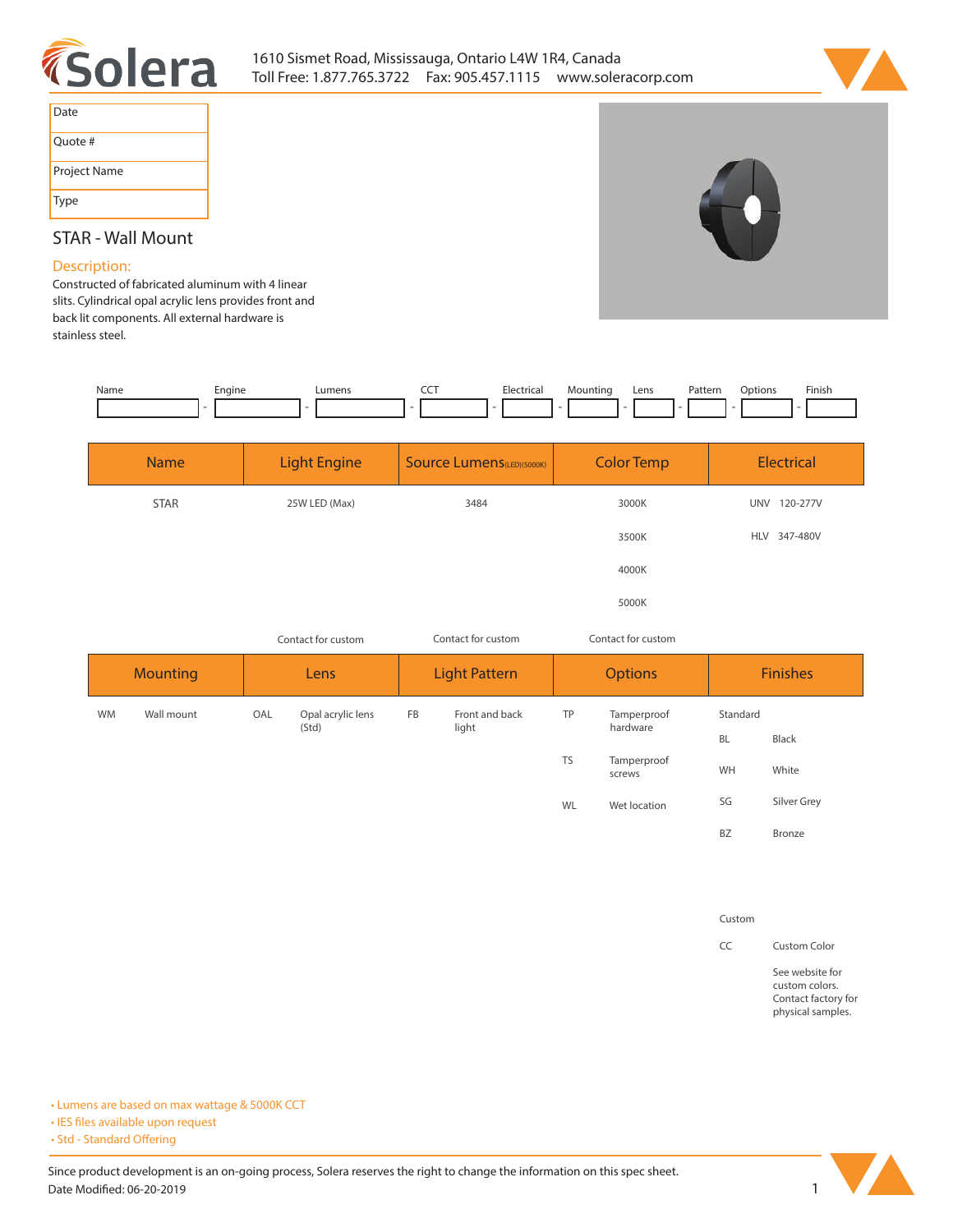1610 Sismet Road, Mississauga, Ontario L4W 1R4, Canada
Toll Free: 1.877.765.3722 Fax: 905.457.1115 www.soleracorp.com

| Date | |
|---|---|
| Quote # | |
| Project Name | |
| Type | |

## STAR - Wall Mount

### Description:

Constructed of fabricated aluminum with 4 linear slits. Cylindrical opal acrylic lens provides front and back lit components. All external hardware is stainless steel.

| Name | Engine | Lumens | CCT | Electrical | Mounting | Lens | Pattern | Options | Finish |
|---|---|---|---|---|---|---|---|---|---|
| | | | | | | | | | |

| Name | Light Engine | Source Lumens(LED)(5000K) | Color Temp | Electrical |
|---|---|---|---|---|
| STAR | 25W LED (Max) | 3484 | 3000K | UNV 120-277V |
| | | | 3500K | HLV 347-480V |
| | | | 4000K | |
| | | | 5000K | |
| | Contact for custom | Contact for custom | Contact for custom | |

| Mounting | | Lens | | Light Pattern | | Options | | Finishes | |
|---|---|---|---|---|---|---|---|---|---|
| WM | Wall mount | OAL | Opal acrylic lens (Std) | FB | Front and back light | TP | Tamperproof hardware | Standard | |
| | | | | | | | | BL | Black |
| | | | | | | TS | Tamperproof screws | WH | White |
| | | | | | | WL | Wet location | SG | Silver Grey |
| | | | | | | | | BZ | Bronze |
| | | | | | | | | Custom | |
| | | | | | | | | CC | Custom Color |
| | | | | | | | | | See website for custom colors. Contact factory for physical samples. |

- Lumens are based on max wattage & 5000K CCT
- IES files available upon request
- Std - Standard Offering

Since product development is an on-going process, Solera reserves the right to change the information on this spec sheet.
Date Modified: 06-20-2019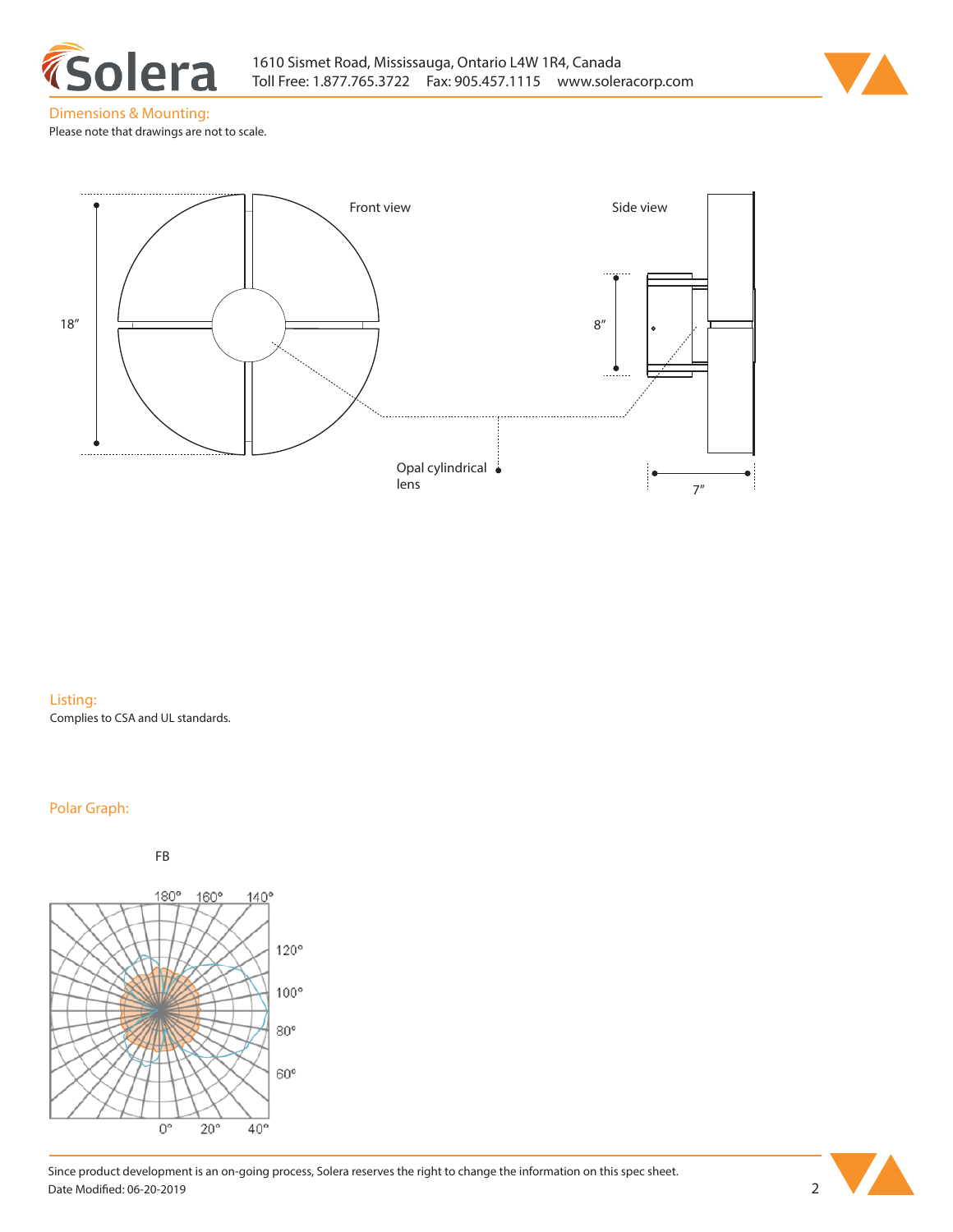## Dimensions & Mounting:

Please note that drawings are not to scale.

Front view

Side view

18″

8″

7″

Opal cylindrical lens

## Listing:

Complies to CSA and UL standards.

## Polar Graph:

FB

180° 160° 140°

120°

100°

80°

60°

0° 20° 40°

Since product development is an on-going process, Solera reserves the right to change the information on this spec sheet.
Date Modified: 06-20-2019